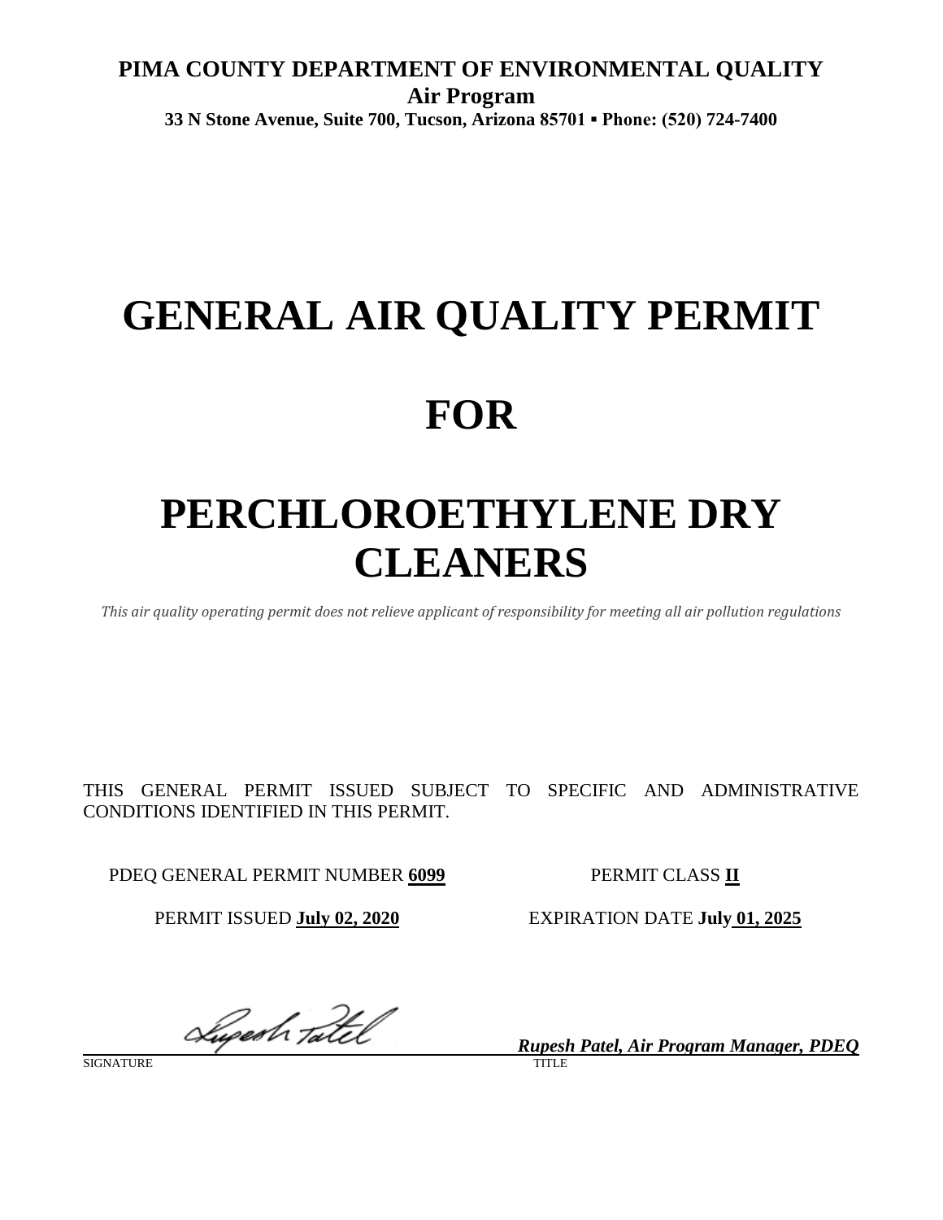**PIMA COUNTY DEPARTMENT OF ENVIRONMENTAL QUALITY**
**Air Program**
**33 N Stone Avenue, Suite 700, Tucson, Arizona 85701 ▪ Phone: (520) 724-7400**

# GENERAL AIR QUALITY PERMIT

# FOR

# PERCHLOROETHYLENE DRY CLEANERS

*This air quality operating permit does not relieve applicant of responsibility for meeting all air pollution regulations*

THIS GENERAL PERMIT ISSUED SUBJECT TO SPECIFIC AND ADMINISTRATIVE CONDITIONS IDENTIFIED IN THIS PERMIT.

PDEQ GENERAL PERMIT NUMBER **6099**

PERMIT CLASS **II**

PERMIT ISSUED **July 02, 2020**

EXPIRATION DATE **July 01, 2025**

SIGNATURE

***Rupesh Patel, Air Program Manager, PDEQ***
TITLE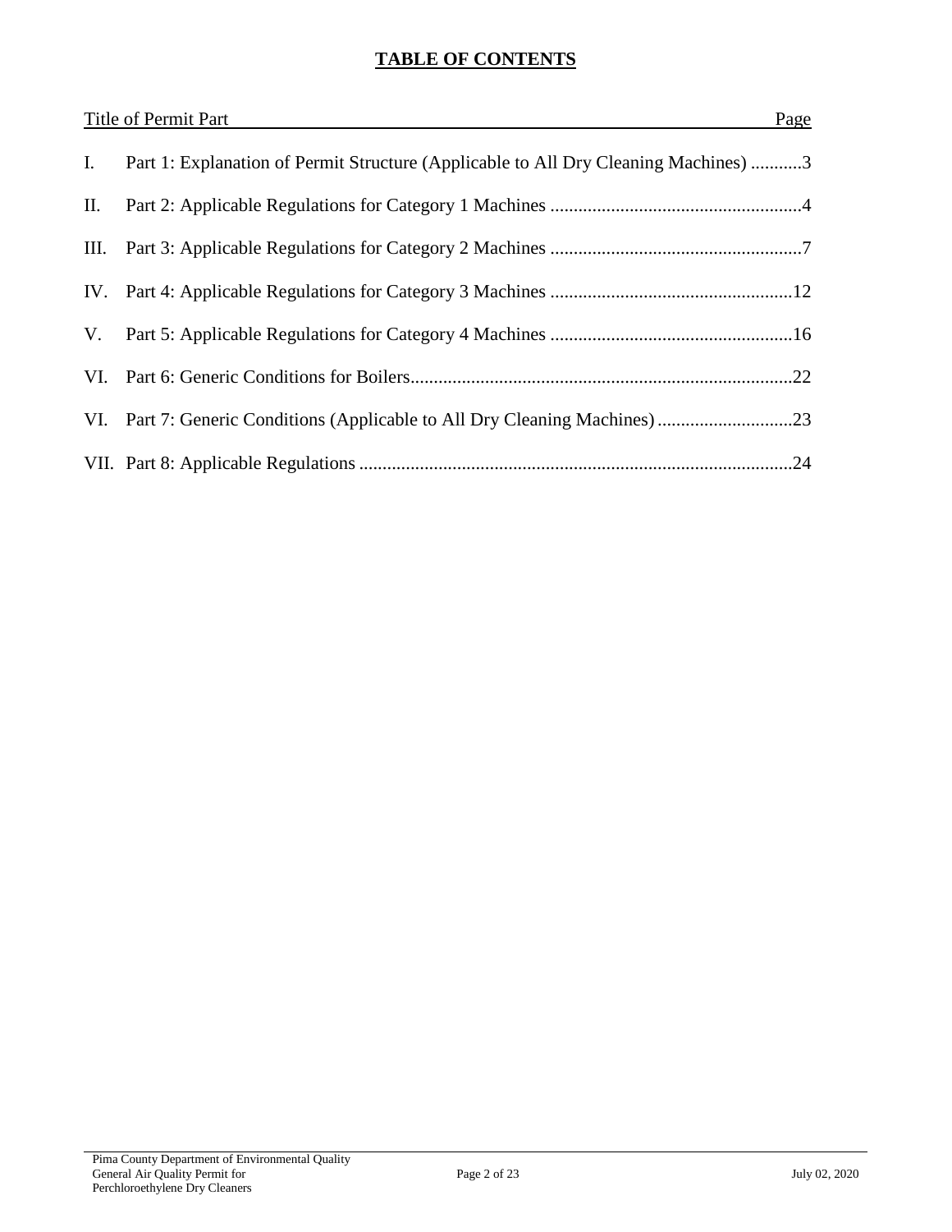# TABLE OF CONTENTS

| Title of Permit Part | | Page |
|---|---|---|
| I. | Part 1: Explanation of Permit Structure (Applicable to All Dry Cleaning Machines) | 3 |
| II. | Part 2: Applicable Regulations for Category 1 Machines | 4 |
| III. | Part 3: Applicable Regulations for Category 2 Machines | 7 |
| IV. | Part 4: Applicable Regulations for Category 3 Machines | 12 |
| V. | Part 5: Applicable Regulations for Category 4 Machines | 16 |
| VI. | Part 6: Generic Conditions for Boilers | 22 |
| VI. | Part 7: Generic Conditions (Applicable to All Dry Cleaning Machines) | 23 |
| VII. | Part 8: Applicable Regulations | 24 |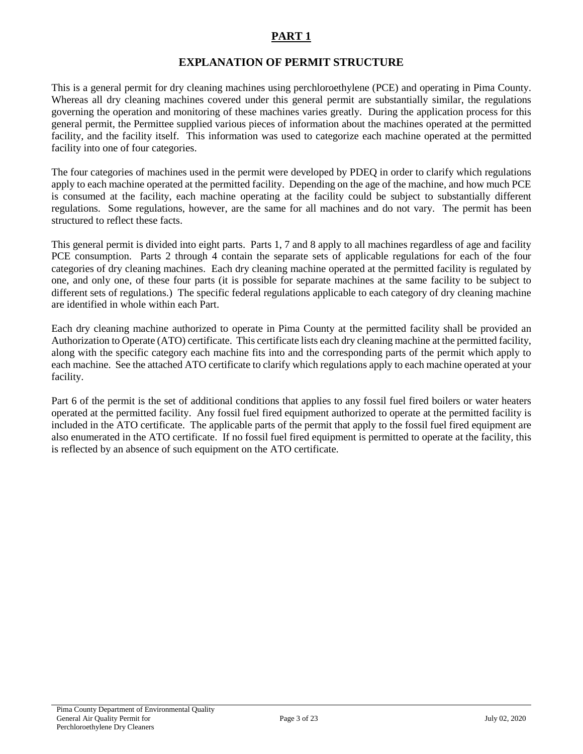# PART 1

## EXPLANATION OF PERMIT STRUCTURE

This is a general permit for dry cleaning machines using perchloroethylene (PCE) and operating in Pima County. Whereas all dry cleaning machines covered under this general permit are substantially similar, the regulations governing the operation and monitoring of these machines varies greatly. During the application process for this general permit, the Permittee supplied various pieces of information about the machines operated at the permitted facility, and the facility itself. This information was used to categorize each machine operated at the permitted facility into one of four categories.

The four categories of machines used in the permit were developed by PDEQ in order to clarify which regulations apply to each machine operated at the permitted facility. Depending on the age of the machine, and how much PCE is consumed at the facility, each machine operating at the facility could be subject to substantially different regulations. Some regulations, however, are the same for all machines and do not vary. The permit has been structured to reflect these facts.

This general permit is divided into eight parts. Parts 1, 7 and 8 apply to all machines regardless of age and facility PCE consumption. Parts 2 through 4 contain the separate sets of applicable regulations for each of the four categories of dry cleaning machines. Each dry cleaning machine operated at the permitted facility is regulated by one, and only one, of these four parts (it is possible for separate machines at the same facility to be subject to different sets of regulations.) The specific federal regulations applicable to each category of dry cleaning machine are identified in whole within each Part.

Each dry cleaning machine authorized to operate in Pima County at the permitted facility shall be provided an Authorization to Operate (ATO) certificate. This certificate lists each dry cleaning machine at the permitted facility, along with the specific category each machine fits into and the corresponding parts of the permit which apply to each machine. See the attached ATO certificate to clarify which regulations apply to each machine operated at your facility.

Part 6 of the permit is the set of additional conditions that applies to any fossil fuel fired boilers or water heaters operated at the permitted facility. Any fossil fuel fired equipment authorized to operate at the permitted facility is included in the ATO certificate. The applicable parts of the permit that apply to the fossil fuel fired equipment are also enumerated in the ATO certificate. If no fossil fuel fired equipment is permitted to operate at the facility, this is reflected by an absence of such equipment on the ATO certificate.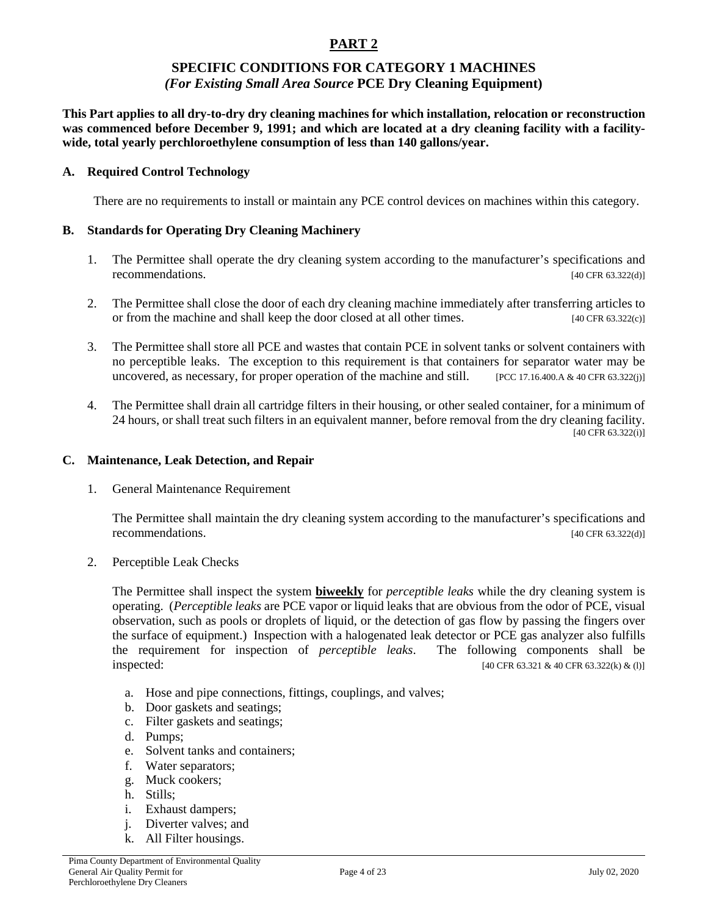# PART 2

## SPECIFIC CONDITIONS FOR CATEGORY 1 MACHINES
## *(For Existing Small Area Source* PCE Dry Cleaning Equipment)

**This Part applies to all dry-to-dry dry cleaning machines for which installation, relocation or reconstruction was commenced before December 9, 1991; and which are located at a dry cleaning facility with a facility-wide, total yearly perchloroethylene consumption of less than 140 gallons/year.**

### A. Required Control Technology

There are no requirements to install or maintain any PCE control devices on machines within this category.

### B. Standards for Operating Dry Cleaning Machinery

1. The Permittee shall operate the dry cleaning system according to the manufacturer's specifications and recommendations. [40 CFR 63.322(d)]

2. The Permittee shall close the door of each dry cleaning machine immediately after transferring articles to or from the machine and shall keep the door closed at all other times. [40 CFR 63.322(c)]

3. The Permittee shall store all PCE and wastes that contain PCE in solvent tanks or solvent containers with no perceptible leaks. The exception to this requirement is that containers for separator water may be uncovered, as necessary, for proper operation of the machine and still. [PCC 17.16.400.A & 40 CFR 63.322(j)]

4. The Permittee shall drain all cartridge filters in their housing, or other sealed container, for a minimum of 24 hours, or shall treat such filters in an equivalent manner, before removal from the dry cleaning facility. [40 CFR 63.322(i)]

### C. Maintenance, Leak Detection, and Repair

1. General Maintenance Requirement

   The Permittee shall maintain the dry cleaning system according to the manufacturer's specifications and recommendations. [40 CFR 63.322(d)]

2. Perceptible Leak Checks

   The Permittee shall inspect the system **biweekly** for *perceptible leaks* while the dry cleaning system is operating. (*Perceptible leaks* are PCE vapor or liquid leaks that are obvious from the odor of PCE, visual observation, such as pools or droplets of liquid, or the detection of gas flow by passing the fingers over the surface of equipment.) Inspection with a halogenated leak detector or PCE gas analyzer also fulfills the requirement for inspection of *perceptible leaks*. The following components shall be inspected: [40 CFR 63.321 & 40 CFR 63.322(k) & (l)]

   a. Hose and pipe connections, fittings, couplings, and valves;
   b. Door gaskets and seatings;
   c. Filter gaskets and seatings;
   d. Pumps;
   e. Solvent tanks and containers;
   f. Water separators;
   g. Muck cookers;
   h. Stills;
   i. Exhaust dampers;
   j. Diverter valves; and
   k. All Filter housings.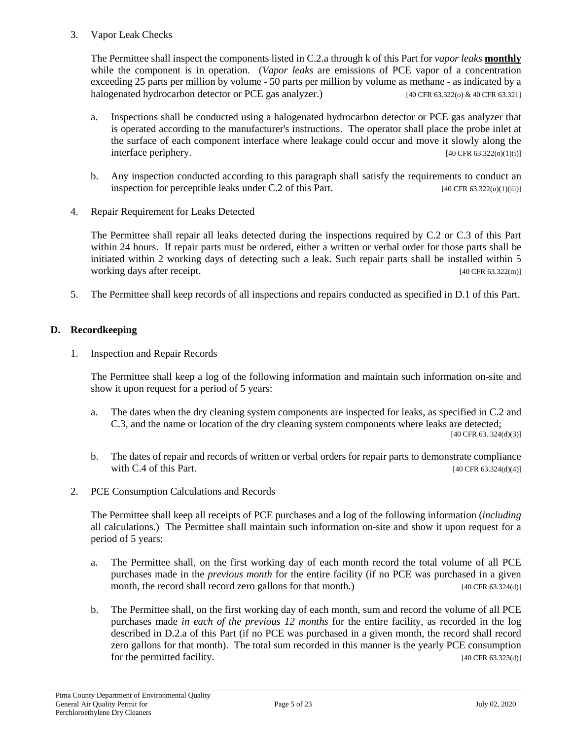3. Vapor Leak Checks

   The Permittee shall inspect the components listed in C.2.a through k of this Part for *vapor leaks* **monthly** while the component is in operation. (*Vapor leaks* are emissions of PCE vapor of a concentration exceeding 25 parts per million by volume - 50 parts per million by volume as methane - as indicated by a halogenated hydrocarbon detector or PCE gas analyzer.) [40 CFR 63.322(o) & 40 CFR 63.321]

   a. Inspections shall be conducted using a halogenated hydrocarbon detector or PCE gas analyzer that is operated according to the manufacturer's instructions. The operator shall place the probe inlet at the surface of each component interface where leakage could occur and move it slowly along the interface periphery. [40 CFR 63.322(o)(1)(i)]

   b. Any inspection conducted according to this paragraph shall satisfy the requirements to conduct an inspection for perceptible leaks under C.2 of this Part. [40 CFR 63.322(o)(1)(iii)]

4. Repair Requirement for Leaks Detected

   The Permittee shall repair all leaks detected during the inspections required by C.2 or C.3 of this Part within 24 hours. If repair parts must be ordered, either a written or verbal order for those parts shall be initiated within 2 working days of detecting such a leak. Such repair parts shall be installed within 5 working days after receipt. [40 CFR 63.322(m)]

5. The Permittee shall keep records of all inspections and repairs conducted as specified in D.1 of this Part.

## D. Recordkeeping

1. Inspection and Repair Records

   The Permittee shall keep a log of the following information and maintain such information on-site and show it upon request for a period of 5 years:

   a. The dates when the dry cleaning system components are inspected for leaks, as specified in C.2 and C.3, and the name or location of the dry cleaning system components where leaks are detected; [40 CFR 63. 324(d)(3)]

   b. The dates of repair and records of written or verbal orders for repair parts to demonstrate compliance with C.4 of this Part. [40 CFR 63.324(d)(4)]

2. PCE Consumption Calculations and Records

   The Permittee shall keep all receipts of PCE purchases and a log of the following information (*including* all calculations.) The Permittee shall maintain such information on-site and show it upon request for a period of 5 years:

   a. The Permittee shall, on the first working day of each month record the total volume of all PCE purchases made in the *previous month* for the entire facility (if no PCE was purchased in a given month, the record shall record zero gallons for that month.) [40 CFR 63.324(d)]

   b. The Permittee shall, on the first working day of each month, sum and record the volume of all PCE purchases made *in each of the previous 12 months* for the entire facility, as recorded in the log described in D.2.a of this Part (if no PCE was purchased in a given month, the record shall record zero gallons for that month). The total sum recorded in this manner is the yearly PCE consumption for the permitted facility. [40 CFR 63.323(d)]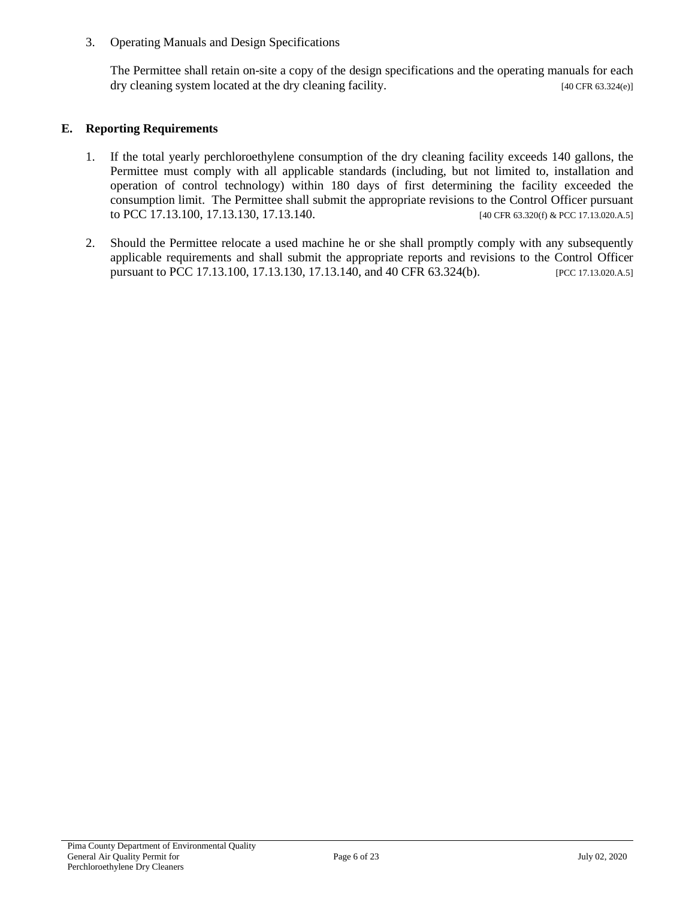3. Operating Manuals and Design Specifications

   The Permittee shall retain on-site a copy of the design specifications and the operating manuals for each dry cleaning system located at the dry cleaning facility. [40 CFR 63.324(e)]

## E. Reporting Requirements

1. If the total yearly perchloroethylene consumption of the dry cleaning facility exceeds 140 gallons, the Permittee must comply with all applicable standards (including, but not limited to, installation and operation of control technology) within 180 days of first determining the facility exceeded the consumption limit. The Permittee shall submit the appropriate revisions to the Control Officer pursuant to PCC 17.13.100, 17.13.130, 17.13.140. [40 CFR 63.320(f) & PCC 17.13.020.A.5]

2. Should the Permittee relocate a used machine he or she shall promptly comply with any subsequently applicable requirements and shall submit the appropriate reports and revisions to the Control Officer pursuant to PCC 17.13.100, 17.13.130, 17.13.140, and 40 CFR 63.324(b). [PCC 17.13.020.A.5]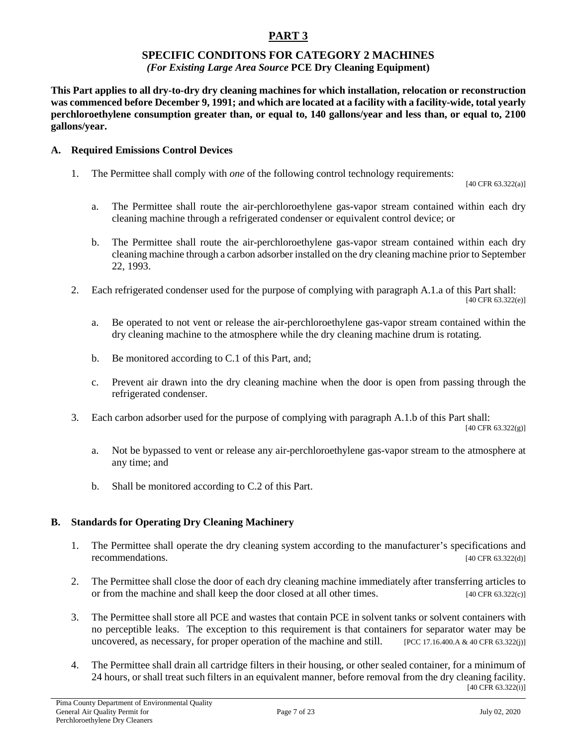# PART 3

## SPECIFIC CONDITONS FOR CATEGORY 2 MACHINES

***(For Existing Large Area Source* PCE Dry Cleaning Equipment)**

**This Part applies to all dry-to-dry dry cleaning machines for which installation, relocation or reconstruction was commenced before December 9, 1991; and which are located at a facility with a facility-wide, total yearly perchloroethylene consumption greater than, or equal to, 140 gallons/year and less than, or equal to, 2100 gallons/year.**

### A. Required Emissions Control Devices

1. The Permittee shall comply with *one* of the following control technology requirements: [40 CFR 63.322(a)]

   a. The Permittee shall route the air-perchloroethylene gas-vapor stream contained within each dry cleaning machine through a refrigerated condenser or equivalent control device; or

   b. The Permittee shall route the air-perchloroethylene gas-vapor stream contained within each dry cleaning machine through a carbon adsorber installed on the dry cleaning machine prior to September 22, 1993.

2. Each refrigerated condenser used for the purpose of complying with paragraph A.1.a of this Part shall: [40 CFR 63.322(e)]

   a. Be operated to not vent or release the air-perchloroethylene gas-vapor stream contained within the dry cleaning machine to the atmosphere while the dry cleaning machine drum is rotating.

   b. Be monitored according to C.1 of this Part, and;

   c. Prevent air drawn into the dry cleaning machine when the door is open from passing through the refrigerated condenser.

3. Each carbon adsorber used for the purpose of complying with paragraph A.1.b of this Part shall: [40 CFR 63.322(g)]

   a. Not be bypassed to vent or release any air-perchloroethylene gas-vapor stream to the atmosphere at any time; and

   b. Shall be monitored according to C.2 of this Part.

### B. Standards for Operating Dry Cleaning Machinery

1. The Permittee shall operate the dry cleaning system according to the manufacturer's specifications and recommendations. [40 CFR 63.322(d)]

2. The Permittee shall close the door of each dry cleaning machine immediately after transferring articles to or from the machine and shall keep the door closed at all other times. [40 CFR 63.322(c)]

3. The Permittee shall store all PCE and wastes that contain PCE in solvent tanks or solvent containers with no perceptible leaks. The exception to this requirement is that containers for separator water may be uncovered, as necessary, for proper operation of the machine and still. [PCC 17.16.400.A & 40 CFR 63.322(j)]

4. The Permittee shall drain all cartridge filters in their housing, or other sealed container, for a minimum of 24 hours, or shall treat such filters in an equivalent manner, before removal from the dry cleaning facility. [40 CFR 63.322(i)]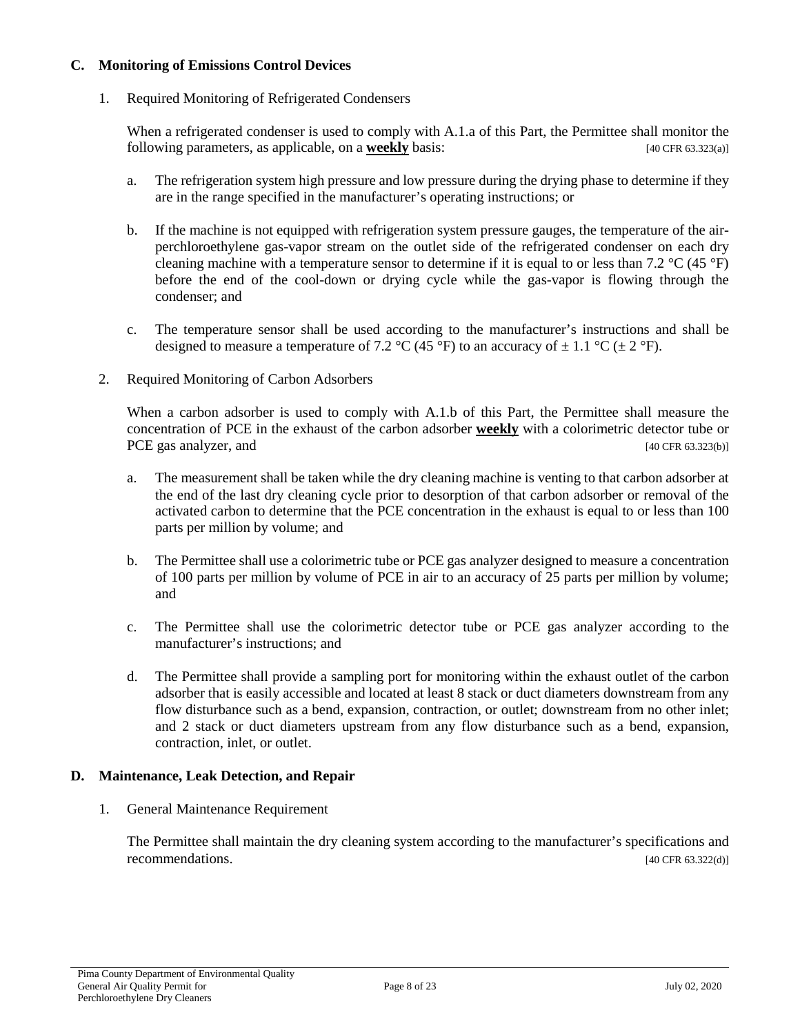## C. Monitoring of Emissions Control Devices

1. Required Monitoring of Refrigerated Condensers

   When a refrigerated condenser is used to comply with A.1.a of this Part, the Permittee shall monitor the following parameters, as applicable, on a **weekly** basis: [40 CFR 63.323(a)]

   a. The refrigeration system high pressure and low pressure during the drying phase to determine if they are in the range specified in the manufacturer's operating instructions; or

   b. If the machine is not equipped with refrigeration system pressure gauges, the temperature of the air-perchloroethylene gas-vapor stream on the outlet side of the refrigerated condenser on each dry cleaning machine with a temperature sensor to determine if it is equal to or less than 7.2 °C (45 °F) before the end of the cool-down or drying cycle while the gas-vapor is flowing through the condenser; and

   c. The temperature sensor shall be used according to the manufacturer's instructions and shall be designed to measure a temperature of 7.2 °C (45 °F) to an accuracy of ± 1.1 °C (± 2 °F).

2. Required Monitoring of Carbon Adsorbers

   When a carbon adsorber is used to comply with A.1.b of this Part, the Permittee shall measure the concentration of PCE in the exhaust of the carbon adsorber **weekly** with a colorimetric detector tube or PCE gas analyzer, and [40 CFR 63.323(b)]

   a. The measurement shall be taken while the dry cleaning machine is venting to that carbon adsorber at the end of the last dry cleaning cycle prior to desorption of that carbon adsorber or removal of the activated carbon to determine that the PCE concentration in the exhaust is equal to or less than 100 parts per million by volume; and

   b. The Permittee shall use a colorimetric tube or PCE gas analyzer designed to measure a concentration of 100 parts per million by volume of PCE in air to an accuracy of 25 parts per million by volume; and

   c. The Permittee shall use the colorimetric detector tube or PCE gas analyzer according to the manufacturer's instructions; and

   d. The Permittee shall provide a sampling port for monitoring within the exhaust outlet of the carbon adsorber that is easily accessible and located at least 8 stack or duct diameters downstream from any flow disturbance such as a bend, expansion, contraction, or outlet; downstream from no other inlet; and 2 stack or duct diameters upstream from any flow disturbance such as a bend, expansion, contraction, inlet, or outlet.

## D. Maintenance, Leak Detection, and Repair

1. General Maintenance Requirement

   The Permittee shall maintain the dry cleaning system according to the manufacturer's specifications and recommendations. [40 CFR 63.322(d)]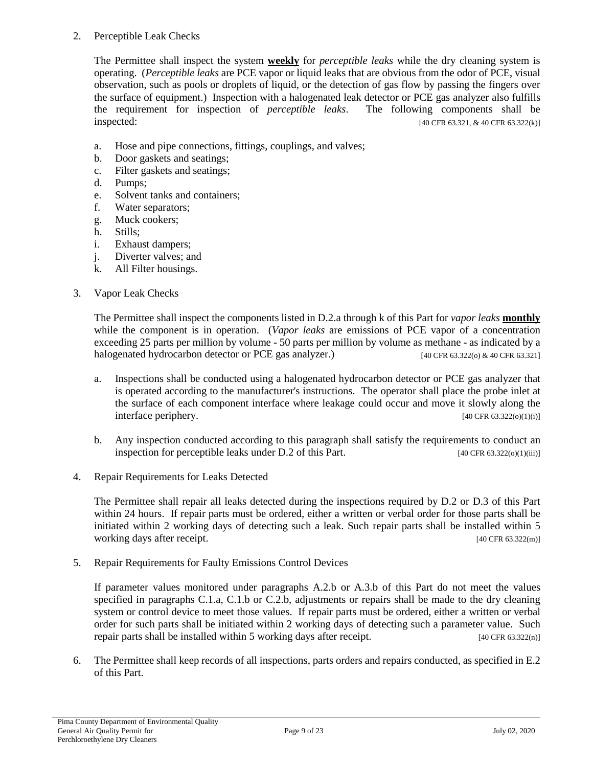2. Perceptible Leak Checks

   The Permittee shall inspect the system **weekly** for *perceptible leaks* while the dry cleaning system is operating. (*Perceptible leaks* are PCE vapor or liquid leaks that are obvious from the odor of PCE, visual observation, such as pools or droplets of liquid, or the detection of gas flow by passing the fingers over the surface of equipment.) Inspection with a halogenated leak detector or PCE gas analyzer also fulfills the requirement for inspection of *perceptible leaks*. The following components shall be inspected: [40 CFR 63.321, & 40 CFR 63.322(k)]

   a. Hose and pipe connections, fittings, couplings, and valves;
   b. Door gaskets and seatings;
   c. Filter gaskets and seatings;
   d. Pumps;
   e. Solvent tanks and containers;
   f. Water separators;
   g. Muck cookers;
   h. Stills;
   i. Exhaust dampers;
   j. Diverter valves; and
   k. All Filter housings.

3. Vapor Leak Checks

   The Permittee shall inspect the components listed in D.2.a through k of this Part for *vapor leaks* **monthly** while the component is in operation. (*Vapor leaks* are emissions of PCE vapor of a concentration exceeding 25 parts per million by volume - 50 parts per million by volume as methane - as indicated by a halogenated hydrocarbon detector or PCE gas analyzer.) [40 CFR 63.322(o) & 40 CFR 63.321]

   a. Inspections shall be conducted using a halogenated hydrocarbon detector or PCE gas analyzer that is operated according to the manufacturer's instructions. The operator shall place the probe inlet at the surface of each component interface where leakage could occur and move it slowly along the interface periphery. [40 CFR 63.322(o)(1)(i)]

   b. Any inspection conducted according to this paragraph shall satisfy the requirements to conduct an inspection for perceptible leaks under D.2 of this Part. [40 CFR 63.322(o)(1)(iii)]

4. Repair Requirements for Leaks Detected

   The Permittee shall repair all leaks detected during the inspections required by D.2 or D.3 of this Part within 24 hours. If repair parts must be ordered, either a written or verbal order for those parts shall be initiated within 2 working days of detecting such a leak. Such repair parts shall be installed within 5 working days after receipt. [40 CFR 63.322(m)]

5. Repair Requirements for Faulty Emissions Control Devices

   If parameter values monitored under paragraphs A.2.b or A.3.b of this Part do not meet the values specified in paragraphs C.1.a, C.1.b or C.2.b, adjustments or repairs shall be made to the dry cleaning system or control device to meet those values. If repair parts must be ordered, either a written or verbal order for such parts shall be initiated within 2 working days of detecting such a parameter value. Such repair parts shall be installed within 5 working days after receipt. [40 CFR 63.322(n)]

6. The Permittee shall keep records of all inspections, parts orders and repairs conducted, as specified in E.2 of this Part.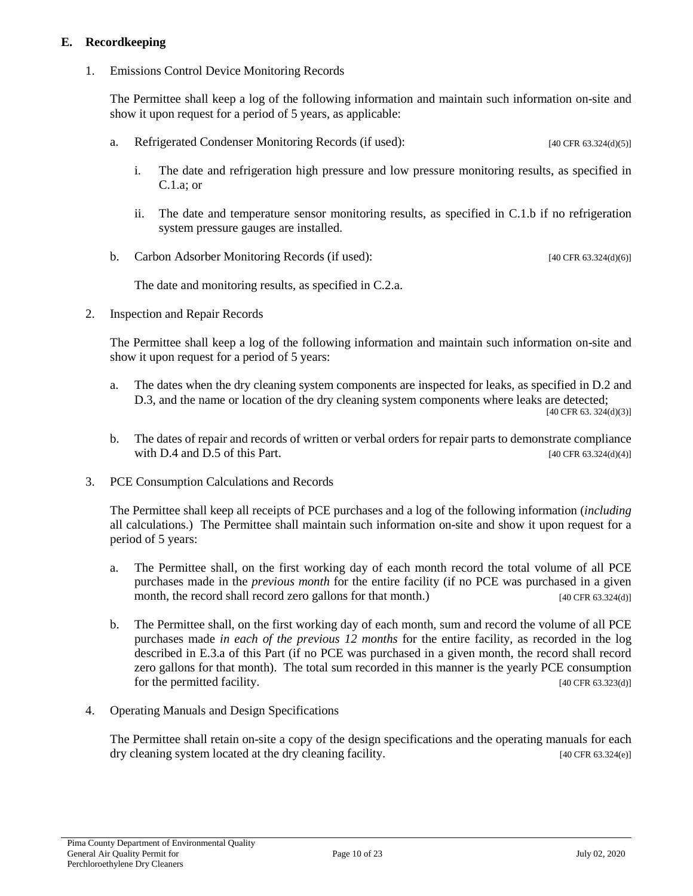## E. Recordkeeping

1. Emissions Control Device Monitoring Records

   The Permittee shall keep a log of the following information and maintain such information on-site and show it upon request for a period of 5 years, as applicable:

   a. Refrigerated Condenser Monitoring Records (if used): [40 CFR 63.324(d)(5)]

      i. The date and refrigeration high pressure and low pressure monitoring results, as specified in C.1.a; or

      ii. The date and temperature sensor monitoring results, as specified in C.1.b if no refrigeration system pressure gauges are installed.

   b. Carbon Adsorber Monitoring Records (if used): [40 CFR 63.324(d)(6)]

      The date and monitoring results, as specified in C.2.a.

2. Inspection and Repair Records

   The Permittee shall keep a log of the following information and maintain such information on-site and show it upon request for a period of 5 years:

   a. The dates when the dry cleaning system components are inspected for leaks, as specified in D.2 and D.3, and the name or location of the dry cleaning system components where leaks are detected; [40 CFR 63. 324(d)(3)]

   b. The dates of repair and records of written or verbal orders for repair parts to demonstrate compliance with D.4 and D.5 of this Part. [40 CFR 63.324(d)(4)]

3. PCE Consumption Calculations and Records

   The Permittee shall keep all receipts of PCE purchases and a log of the following information (*including* all calculations.) The Permittee shall maintain such information on-site and show it upon request for a period of 5 years:

   a. The Permittee shall, on the first working day of each month record the total volume of all PCE purchases made in the *previous month* for the entire facility (if no PCE was purchased in a given month, the record shall record zero gallons for that month.) [40 CFR 63.324(d)]

   b. The Permittee shall, on the first working day of each month, sum and record the volume of all PCE purchases made *in each of the previous 12 months* for the entire facility, as recorded in the log described in E.3.a of this Part (if no PCE was purchased in a given month, the record shall record zero gallons for that month). The total sum recorded in this manner is the yearly PCE consumption for the permitted facility. [40 CFR 63.323(d)]

4. Operating Manuals and Design Specifications

   The Permittee shall retain on-site a copy of the design specifications and the operating manuals for each dry cleaning system located at the dry cleaning facility. [40 CFR 63.324(e)]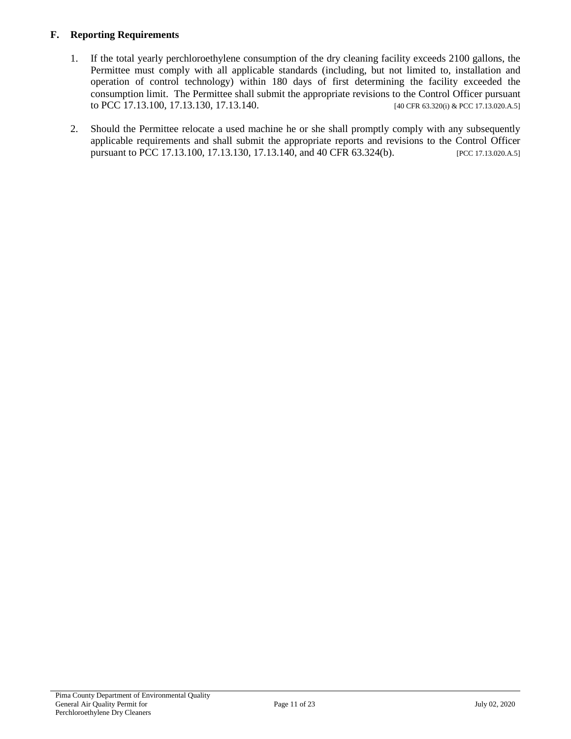## F. Reporting Requirements

1. If the total yearly perchloroethylene consumption of the dry cleaning facility exceeds 2100 gallons, the Permittee must comply with all applicable standards (including, but not limited to, installation and operation of control technology) within 180 days of first determining the facility exceeded the consumption limit. The Permittee shall submit the appropriate revisions to the Control Officer pursuant to PCC 17.13.100, 17.13.130, 17.13.140. [40 CFR 63.320(i) & PCC 17.13.020.A.5]

2. Should the Permittee relocate a used machine he or she shall promptly comply with any subsequently applicable requirements and shall submit the appropriate reports and revisions to the Control Officer pursuant to PCC 17.13.100, 17.13.130, 17.13.140, and 40 CFR 63.324(b). [PCC 17.13.020.A.5]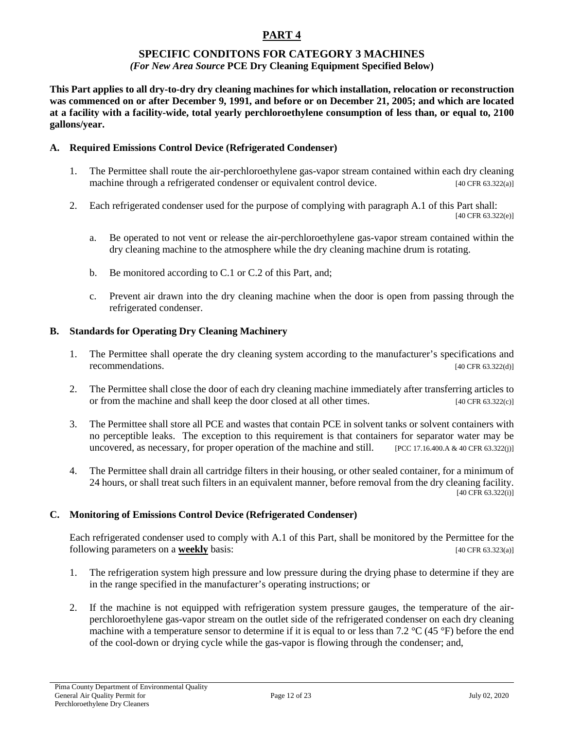# PART 4

## SPECIFIC CONDITONS FOR CATEGORY 3 MACHINES

***(For New Area Source* PCE Dry Cleaning Equipment Specified Below)**

**This Part applies to all dry-to-dry dry cleaning machines for which installation, relocation or reconstruction was commenced on or after December 9, 1991, and before or on December 21, 2005; and which are located at a facility with a facility-wide, total yearly perchloroethylene consumption of less than, or equal to, 2100 gallons/year.**

### A. Required Emissions Control Device (Refrigerated Condenser)

1. The Permittee shall route the air-perchloroethylene gas-vapor stream contained within each dry cleaning machine through a refrigerated condenser or equivalent control device. [40 CFR 63.322(a)]

2. Each refrigerated condenser used for the purpose of complying with paragraph A.1 of this Part shall: [40 CFR 63.322(e)]

   a. Be operated to not vent or release the air-perchloroethylene gas-vapor stream contained within the dry cleaning machine to the atmosphere while the dry cleaning machine drum is rotating.

   b. Be monitored according to C.1 or C.2 of this Part, and;

   c. Prevent air drawn into the dry cleaning machine when the door is open from passing through the refrigerated condenser.

### B. Standards for Operating Dry Cleaning Machinery

1. The Permittee shall operate the dry cleaning system according to the manufacturer's specifications and recommendations. [40 CFR 63.322(d)]

2. The Permittee shall close the door of each dry cleaning machine immediately after transferring articles to or from the machine and shall keep the door closed at all other times. [40 CFR 63.322(c)]

3. The Permittee shall store all PCE and wastes that contain PCE in solvent tanks or solvent containers with no perceptible leaks. The exception to this requirement is that containers for separator water may be uncovered, as necessary, for proper operation of the machine and still. [PCC 17.16.400.A & 40 CFR 63.322(j)]

4. The Permittee shall drain all cartridge filters in their housing, or other sealed container, for a minimum of 24 hours, or shall treat such filters in an equivalent manner, before removal from the dry cleaning facility. [40 CFR 63.322(i)]

### C. Monitoring of Emissions Control Device (Refrigerated Condenser)

Each refrigerated condenser used to comply with A.1 of this Part, shall be monitored by the Permittee for the following parameters on a **weekly** basis: [40 CFR 63.323(a)]

1. The refrigeration system high pressure and low pressure during the drying phase to determine if they are in the range specified in the manufacturer's operating instructions; or

2. If the machine is not equipped with refrigeration system pressure gauges, the temperature of the air-perchloroethylene gas-vapor stream on the outlet side of the refrigerated condenser on each dry cleaning machine with a temperature sensor to determine if it is equal to or less than 7.2 °C (45 °F) before the end of the cool-down or drying cycle while the gas-vapor is flowing through the condenser; and,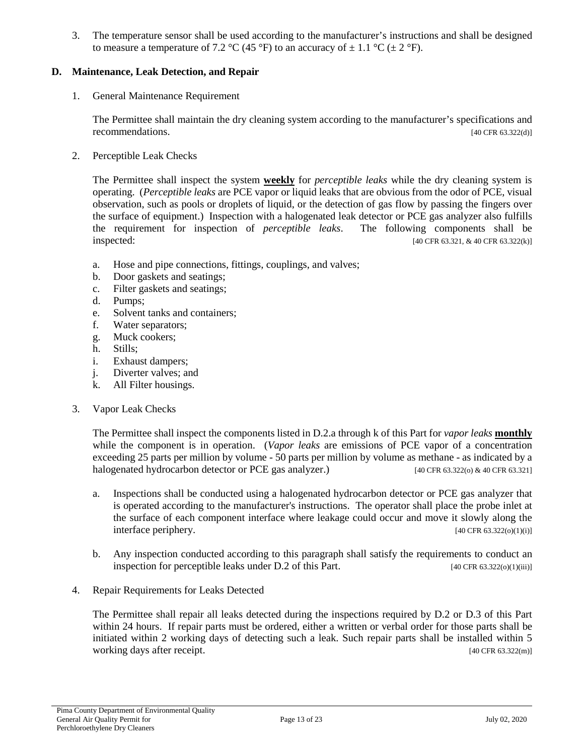3. The temperature sensor shall be used according to the manufacturer's instructions and shall be designed to measure a temperature of 7.2 °C (45 °F) to an accuracy of ± 1.1 °C (± 2 °F).

## D. Maintenance, Leak Detection, and Repair

1. General Maintenance Requirement

   The Permittee shall maintain the dry cleaning system according to the manufacturer's specifications and recommendations. [40 CFR 63.322(d)]

2. Perceptible Leak Checks

   The Permittee shall inspect the system **weekly** for *perceptible leaks* while the dry cleaning system is operating. (*Perceptible leaks* are PCE vapor or liquid leaks that are obvious from the odor of PCE, visual observation, such as pools or droplets of liquid, or the detection of gas flow by passing the fingers over the surface of equipment.) Inspection with a halogenated leak detector or PCE gas analyzer also fulfills the requirement for inspection of *perceptible leaks*. The following components shall be inspected: [40 CFR 63.321, & 40 CFR 63.322(k)]

   a. Hose and pipe connections, fittings, couplings, and valves;
   b. Door gaskets and seatings;
   c. Filter gaskets and seatings;
   d. Pumps;
   e. Solvent tanks and containers;
   f. Water separators;
   g. Muck cookers;
   h. Stills;
   i. Exhaust dampers;
   j. Diverter valves; and
   k. All Filter housings.

3. Vapor Leak Checks

   The Permittee shall inspect the components listed in D.2.a through k of this Part for *vapor leaks* **monthly** while the component is in operation. (*Vapor leaks* are emissions of PCE vapor of a concentration exceeding 25 parts per million by volume - 50 parts per million by volume as methane - as indicated by a halogenated hydrocarbon detector or PCE gas analyzer.) [40 CFR 63.322(o) & 40 CFR 63.321]

   a. Inspections shall be conducted using a halogenated hydrocarbon detector or PCE gas analyzer that is operated according to the manufacturer's instructions. The operator shall place the probe inlet at the surface of each component interface where leakage could occur and move it slowly along the interface periphery. [40 CFR 63.322(o)(1)(i)]

   b. Any inspection conducted according to this paragraph shall satisfy the requirements to conduct an inspection for perceptible leaks under D.2 of this Part. [40 CFR 63.322(o)(1)(iii)]

4. Repair Requirements for Leaks Detected

   The Permittee shall repair all leaks detected during the inspections required by D.2 or D.3 of this Part within 24 hours. If repair parts must be ordered, either a written or verbal order for those parts shall be initiated within 2 working days of detecting such a leak. Such repair parts shall be installed within 5 working days after receipt. [40 CFR 63.322(m)]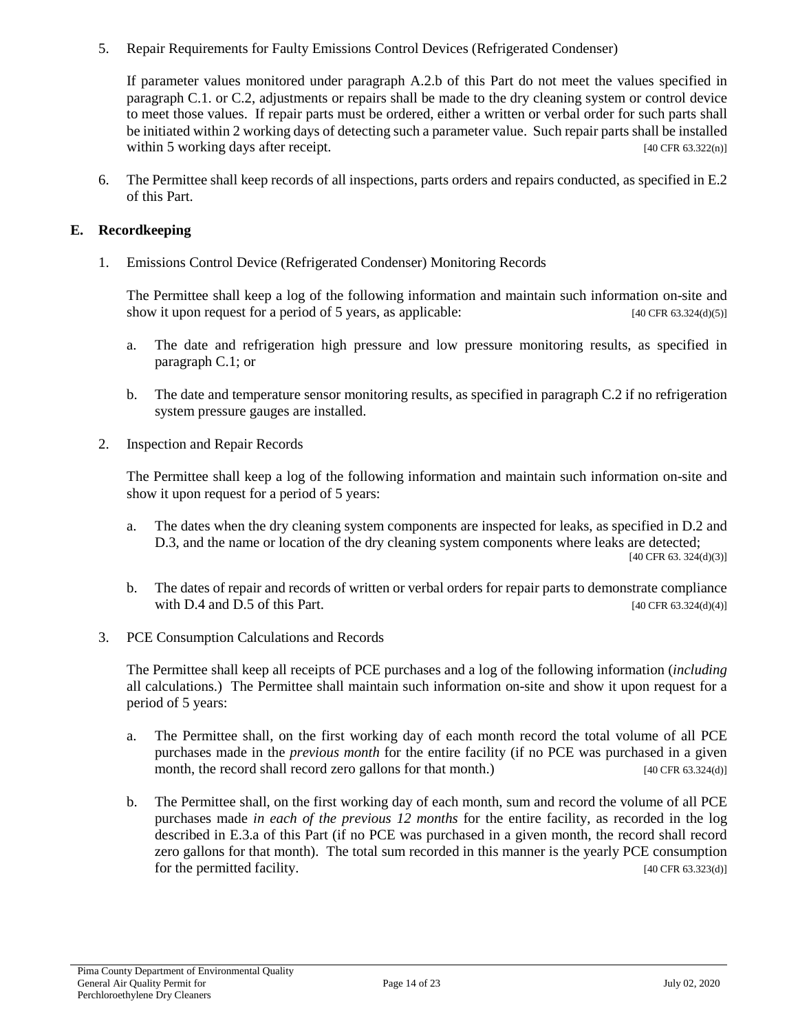5. Repair Requirements for Faulty Emissions Control Devices (Refrigerated Condenser)

   If parameter values monitored under paragraph A.2.b of this Part do not meet the values specified in paragraph C.1. or C.2, adjustments or repairs shall be made to the dry cleaning system or control device to meet those values. If repair parts must be ordered, either a written or verbal order for such parts shall be initiated within 2 working days of detecting such a parameter value. Such repair parts shall be installed within 5 working days after receipt. [40 CFR 63.322(n)]

6. The Permittee shall keep records of all inspections, parts orders and repairs conducted, as specified in E.2 of this Part.

## E. Recordkeeping

1. Emissions Control Device (Refrigerated Condenser) Monitoring Records

   The Permittee shall keep a log of the following information and maintain such information on-site and show it upon request for a period of 5 years, as applicable: [40 CFR 63.324(d)(5)]

   a. The date and refrigeration high pressure and low pressure monitoring results, as specified in paragraph C.1; or

   b. The date and temperature sensor monitoring results, as specified in paragraph C.2 if no refrigeration system pressure gauges are installed.

2. Inspection and Repair Records

   The Permittee shall keep a log of the following information and maintain such information on-site and show it upon request for a period of 5 years:

   a. The dates when the dry cleaning system components are inspected for leaks, as specified in D.2 and D.3, and the name or location of the dry cleaning system components where leaks are detected; [40 CFR 63. 324(d)(3)]

   b. The dates of repair and records of written or verbal orders for repair parts to demonstrate compliance with D.4 and D.5 of this Part. [40 CFR 63.324(d)(4)]

3. PCE Consumption Calculations and Records

   The Permittee shall keep all receipts of PCE purchases and a log of the following information (*including* all calculations.) The Permittee shall maintain such information on-site and show it upon request for a period of 5 years:

   a. The Permittee shall, on the first working day of each month record the total volume of all PCE purchases made in the *previous month* for the entire facility (if no PCE was purchased in a given month, the record shall record zero gallons for that month.) [40 CFR 63.324(d)]

   b. The Permittee shall, on the first working day of each month, sum and record the volume of all PCE purchases made *in each of the previous 12 months* for the entire facility, as recorded in the log described in E.3.a of this Part (if no PCE was purchased in a given month, the record shall record zero gallons for that month). The total sum recorded in this manner is the yearly PCE consumption for the permitted facility. [40 CFR 63.323(d)]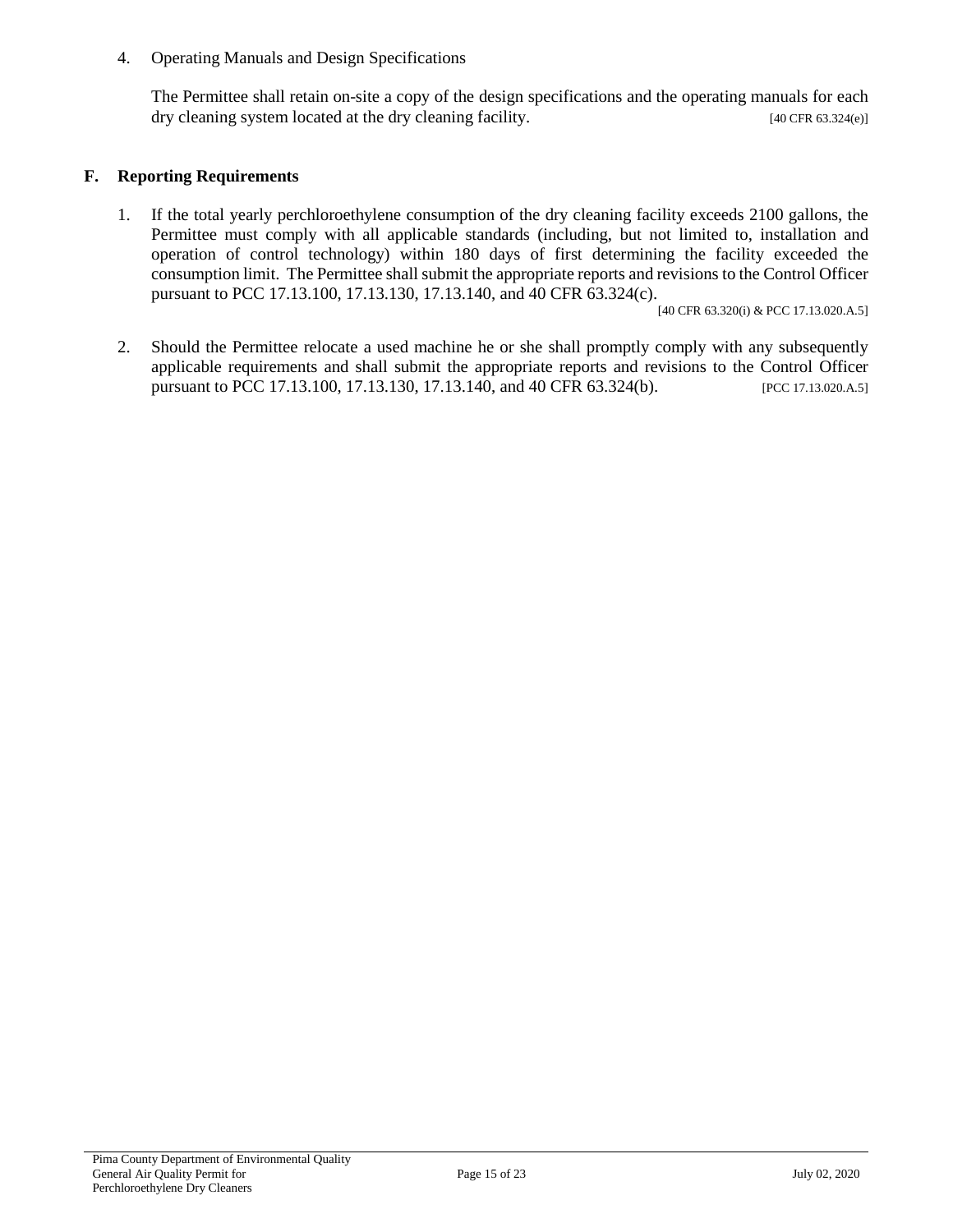4. Operating Manuals and Design Specifications

   The Permittee shall retain on-site a copy of the design specifications and the operating manuals for each dry cleaning system located at the dry cleaning facility. [40 CFR 63.324(e)]

## F. Reporting Requirements

1. If the total yearly perchloroethylene consumption of the dry cleaning facility exceeds 2100 gallons, the Permittee must comply with all applicable standards (including, but not limited to, installation and operation of control technology) within 180 days of first determining the facility exceeded the consumption limit. The Permittee shall submit the appropriate reports and revisions to the Control Officer pursuant to PCC 17.13.100, 17.13.130, 17.13.140, and 40 CFR 63.324(c).

   [40 CFR 63.320(i) & PCC 17.13.020.A.5]

2. Should the Permittee relocate a used machine he or she shall promptly comply with any subsequently applicable requirements and shall submit the appropriate reports and revisions to the Control Officer pursuant to PCC 17.13.100, 17.13.130, 17.13.140, and 40 CFR 63.324(b). [PCC 17.13.020.A.5]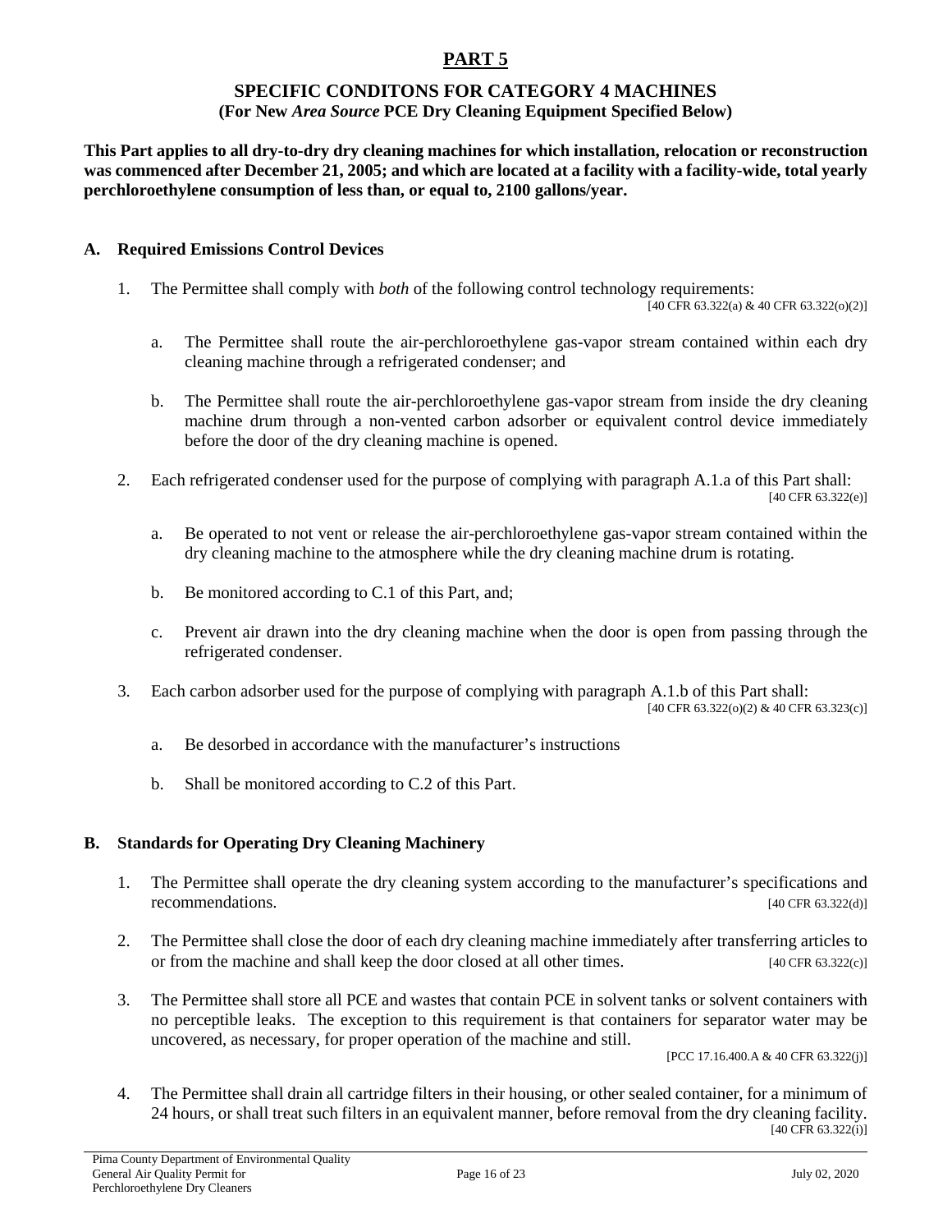# PART 5

## SPECIFIC CONDITONS FOR CATEGORY 4 MACHINES

**(For New *Area Source* PCE Dry Cleaning Equipment Specified Below)**

**This Part applies to all dry-to-dry dry cleaning machines for which installation, relocation or reconstruction was commenced after December 21, 2005; and which are located at a facility with a facility-wide, total yearly perchloroethylene consumption of less than, or equal to, 2100 gallons/year.**

### A. Required Emissions Control Devices

1. The Permittee shall comply with *both* of the following control technology requirements: [40 CFR 63.322(a) & 40 CFR 63.322(o)(2)]

   a. The Permittee shall route the air-perchloroethylene gas-vapor stream contained within each dry cleaning machine through a refrigerated condenser; and

   b. The Permittee shall route the air-perchloroethylene gas-vapor stream from inside the dry cleaning machine drum through a non-vented carbon adsorber or equivalent control device immediately before the door of the dry cleaning machine is opened.

2. Each refrigerated condenser used for the purpose of complying with paragraph A.1.a of this Part shall: [40 CFR 63.322(e)]

   a. Be operated to not vent or release the air-perchloroethylene gas-vapor stream contained within the dry cleaning machine to the atmosphere while the dry cleaning machine drum is rotating.

   b. Be monitored according to C.1 of this Part, and;

   c. Prevent air drawn into the dry cleaning machine when the door is open from passing through the refrigerated condenser.

3. Each carbon adsorber used for the purpose of complying with paragraph A.1.b of this Part shall: [40 CFR 63.322(o)(2) & 40 CFR 63.323(c)]

   a. Be desorbed in accordance with the manufacturer's instructions

   b. Shall be monitored according to C.2 of this Part.

### B. Standards for Operating Dry Cleaning Machinery

1. The Permittee shall operate the dry cleaning system according to the manufacturer's specifications and recommendations. [40 CFR 63.322(d)]

2. The Permittee shall close the door of each dry cleaning machine immediately after transferring articles to or from the machine and shall keep the door closed at all other times. [40 CFR 63.322(c)]

3. The Permittee shall store all PCE and wastes that contain PCE in solvent tanks or solvent containers with no perceptible leaks. The exception to this requirement is that containers for separator water may be uncovered, as necessary, for proper operation of the machine and still. [PCC 17.16.400.A & 40 CFR 63.322(j)]

4. The Permittee shall drain all cartridge filters in their housing, or other sealed container, for a minimum of 24 hours, or shall treat such filters in an equivalent manner, before removal from the dry cleaning facility. [40 CFR 63.322(i)]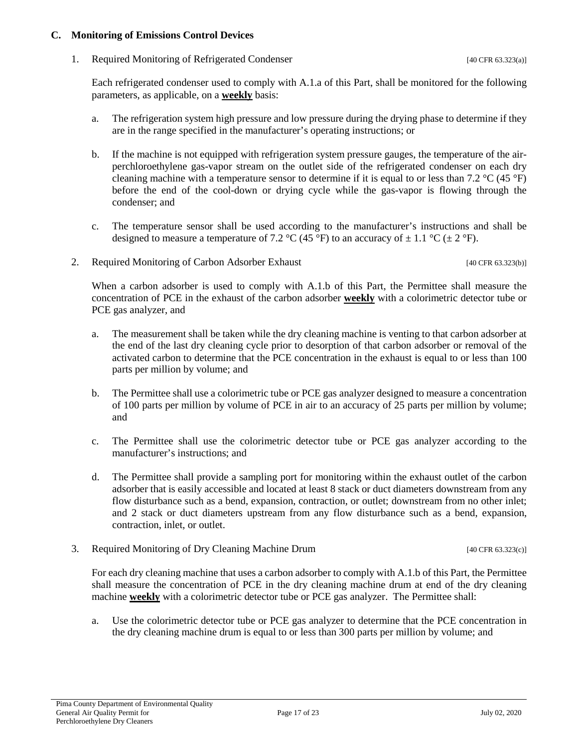## C. Monitoring of Emissions Control Devices

1. Required Monitoring of Refrigerated Condenser [40 CFR 63.323(a)]

   Each refrigerated condenser used to comply with A.1.a of this Part, shall be monitored for the following parameters, as applicable, on a **weekly** basis:

   a. The refrigeration system high pressure and low pressure during the drying phase to determine if they are in the range specified in the manufacturer's operating instructions; or

   b. If the machine is not equipped with refrigeration system pressure gauges, the temperature of the air-perchloroethylene gas-vapor stream on the outlet side of the refrigerated condenser on each dry cleaning machine with a temperature sensor to determine if it is equal to or less than 7.2 °C (45 °F) before the end of the cool-down or drying cycle while the gas-vapor is flowing through the condenser; and

   c. The temperature sensor shall be used according to the manufacturer's instructions and shall be designed to measure a temperature of 7.2 °C (45 °F) to an accuracy of ± 1.1 °C (± 2 °F).

2. Required Monitoring of Carbon Adsorber Exhaust [40 CFR 63.323(b)]

   When a carbon adsorber is used to comply with A.1.b of this Part, the Permittee shall measure the concentration of PCE in the exhaust of the carbon adsorber **weekly** with a colorimetric detector tube or PCE gas analyzer, and

   a. The measurement shall be taken while the dry cleaning machine is venting to that carbon adsorber at the end of the last dry cleaning cycle prior to desorption of that carbon adsorber or removal of the activated carbon to determine that the PCE concentration in the exhaust is equal to or less than 100 parts per million by volume; and

   b. The Permittee shall use a colorimetric tube or PCE gas analyzer designed to measure a concentration of 100 parts per million by volume of PCE in air to an accuracy of 25 parts per million by volume; and

   c. The Permittee shall use the colorimetric detector tube or PCE gas analyzer according to the manufacturer's instructions; and

   d. The Permittee shall provide a sampling port for monitoring within the exhaust outlet of the carbon adsorber that is easily accessible and located at least 8 stack or duct diameters downstream from any flow disturbance such as a bend, expansion, contraction, or outlet; downstream from no other inlet; and 2 stack or duct diameters upstream from any flow disturbance such as a bend, expansion, contraction, inlet, or outlet.

3. Required Monitoring of Dry Cleaning Machine Drum [40 CFR 63.323(c)]

   For each dry cleaning machine that uses a carbon adsorber to comply with A.1.b of this Part, the Permittee shall measure the concentration of PCE in the dry cleaning machine drum at end of the dry cleaning machine **weekly** with a colorimetric detector tube or PCE gas analyzer. The Permittee shall:

   a. Use the colorimetric detector tube or PCE gas analyzer to determine that the PCE concentration in the dry cleaning machine drum is equal to or less than 300 parts per million by volume; and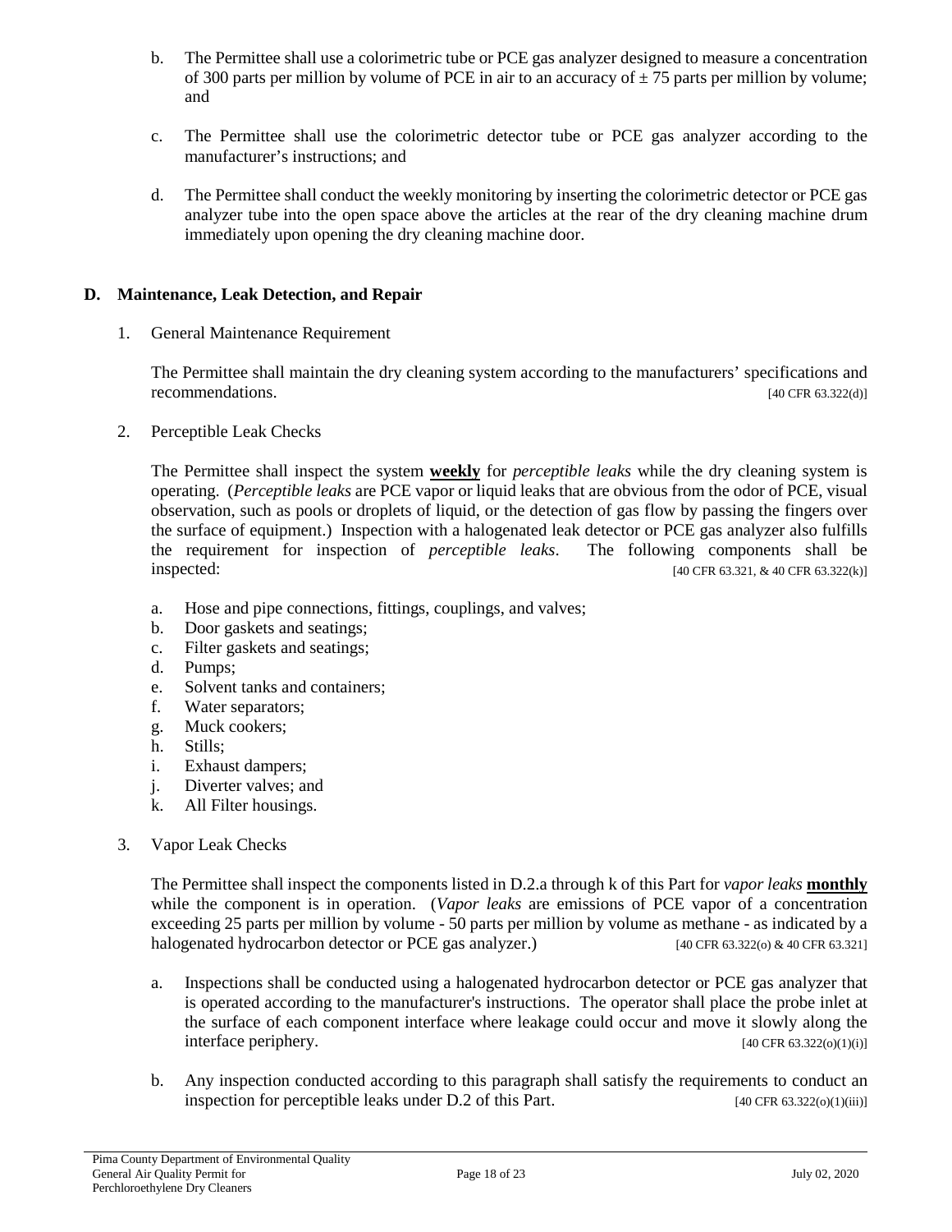b. The Permittee shall use a colorimetric tube or PCE gas analyzer designed to measure a concentration of 300 parts per million by volume of PCE in air to an accuracy of ± 75 parts per million by volume; and

c. The Permittee shall use the colorimetric detector tube or PCE gas analyzer according to the manufacturer's instructions; and

d. The Permittee shall conduct the weekly monitoring by inserting the colorimetric detector or PCE gas analyzer tube into the open space above the articles at the rear of the dry cleaning machine drum immediately upon opening the dry cleaning machine door.

## D. Maintenance, Leak Detection, and Repair

1. General Maintenance Requirement

   The Permittee shall maintain the dry cleaning system according to the manufacturers' specifications and recommendations. [40 CFR 63.322(d)]

2. Perceptible Leak Checks

   The Permittee shall inspect the system **weekly** for *perceptible leaks* while the dry cleaning system is operating. (*Perceptible leaks* are PCE vapor or liquid leaks that are obvious from the odor of PCE, visual observation, such as pools or droplets of liquid, or the detection of gas flow by passing the fingers over the surface of equipment.) Inspection with a halogenated leak detector or PCE gas analyzer also fulfills the requirement for inspection of *perceptible leaks*. The following components shall be inspected: [40 CFR 63.321, & 40 CFR 63.322(k)]

   a. Hose and pipe connections, fittings, couplings, and valves;
   b. Door gaskets and seatings;
   c. Filter gaskets and seatings;
   d. Pumps;
   e. Solvent tanks and containers;
   f. Water separators;
   g. Muck cookers;
   h. Stills;
   i. Exhaust dampers;
   j. Diverter valves; and
   k. All Filter housings.

3. Vapor Leak Checks

   The Permittee shall inspect the components listed in D.2.a through k of this Part for *vapor leaks* **monthly** while the component is in operation. (*Vapor leaks* are emissions of PCE vapor of a concentration exceeding 25 parts per million by volume - 50 parts per million by volume as methane - as indicated by a halogenated hydrocarbon detector or PCE gas analyzer.) [40 CFR 63.322(o) & 40 CFR 63.321]

   a. Inspections shall be conducted using a halogenated hydrocarbon detector or PCE gas analyzer that is operated according to the manufacturer's instructions. The operator shall place the probe inlet at the surface of each component interface where leakage could occur and move it slowly along the interface periphery. [40 CFR 63.322(o)(1)(i)]

   b. Any inspection conducted according to this paragraph shall satisfy the requirements to conduct an inspection for perceptible leaks under D.2 of this Part. [40 CFR 63.322(o)(1)(iii)]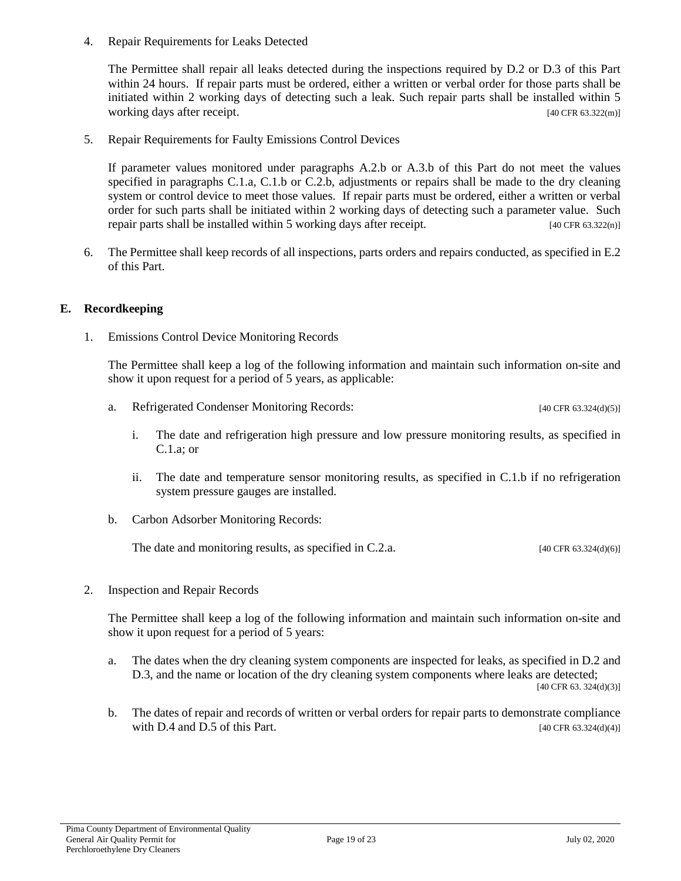4. Repair Requirements for Leaks Detected

   The Permittee shall repair all leaks detected during the inspections required by D.2 or D.3 of this Part within 24 hours. If repair parts must be ordered, either a written or verbal order for those parts shall be initiated within 2 working days of detecting such a leak. Such repair parts shall be installed within 5 working days after receipt. [40 CFR 63.322(m)]

5. Repair Requirements for Faulty Emissions Control Devices

   If parameter values monitored under paragraphs A.2.b or A.3.b of this Part do not meet the values specified in paragraphs C.1.a, C.1.b or C.2.b, adjustments or repairs shall be made to the dry cleaning system or control device to meet those values. If repair parts must be ordered, either a written or verbal order for such parts shall be initiated within 2 working days of detecting such a parameter value. Such repair parts shall be installed within 5 working days after receipt. [40 CFR 63.322(n)]

6. The Permittee shall keep records of all inspections, parts orders and repairs conducted, as specified in E.2 of this Part.

## E. Recordkeeping

1. Emissions Control Device Monitoring Records

   The Permittee shall keep a log of the following information and maintain such information on-site and show it upon request for a period of 5 years, as applicable:

   a. Refrigerated Condenser Monitoring Records: [40 CFR 63.324(d)(5)]

      i. The date and refrigeration high pressure and low pressure monitoring results, as specified in C.1.a; or

      ii. The date and temperature sensor monitoring results, as specified in C.1.b if no refrigeration system pressure gauges are installed.

   b. Carbon Adsorber Monitoring Records:

      The date and monitoring results, as specified in C.2.a. [40 CFR 63.324(d)(6)]

2. Inspection and Repair Records

   The Permittee shall keep a log of the following information and maintain such information on-site and show it upon request for a period of 5 years:

   a. The dates when the dry cleaning system components are inspected for leaks, as specified in D.2 and D.3, and the name or location of the dry cleaning system components where leaks are detected; [40 CFR 63. 324(d)(3)]

   b. The dates of repair and records of written or verbal orders for repair parts to demonstrate compliance with D.4 and D.5 of this Part. [40 CFR 63.324(d)(4)]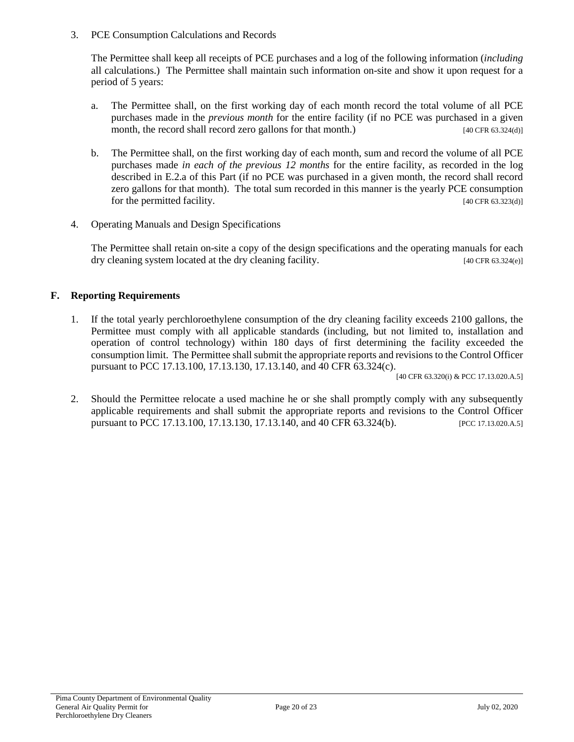3. PCE Consumption Calculations and Records

   The Permittee shall keep all receipts of PCE purchases and a log of the following information (*including* all calculations.) The Permittee shall maintain such information on-site and show it upon request for a period of 5 years:

   a. The Permittee shall, on the first working day of each month record the total volume of all PCE purchases made in the *previous month* for the entire facility (if no PCE was purchased in a given month, the record shall record zero gallons for that month.) [40 CFR 63.324(d)]

   b. The Permittee shall, on the first working day of each month, sum and record the volume of all PCE purchases made *in each of the previous 12 months* for the entire facility, as recorded in the log described in E.2.a of this Part (if no PCE was purchased in a given month, the record shall record zero gallons for that month). The total sum recorded in this manner is the yearly PCE consumption for the permitted facility. [40 CFR 63.323(d)]

4. Operating Manuals and Design Specifications

   The Permittee shall retain on-site a copy of the design specifications and the operating manuals for each dry cleaning system located at the dry cleaning facility. [40 CFR 63.324(e)]

## F. Reporting Requirements

1. If the total yearly perchloroethylene consumption of the dry cleaning facility exceeds 2100 gallons, the Permittee must comply with all applicable standards (including, but not limited to, installation and operation of control technology) within 180 days of first determining the facility exceeded the consumption limit. The Permittee shall submit the appropriate reports and revisions to the Control Officer pursuant to PCC 17.13.100, 17.13.130, 17.13.140, and 40 CFR 63.324(c). [40 CFR 63.320(i) & PCC 17.13.020.A.5]

2. Should the Permittee relocate a used machine he or she shall promptly comply with any subsequently applicable requirements and shall submit the appropriate reports and revisions to the Control Officer pursuant to PCC 17.13.100, 17.13.130, 17.13.140, and 40 CFR 63.324(b). [PCC 17.13.020.A.5]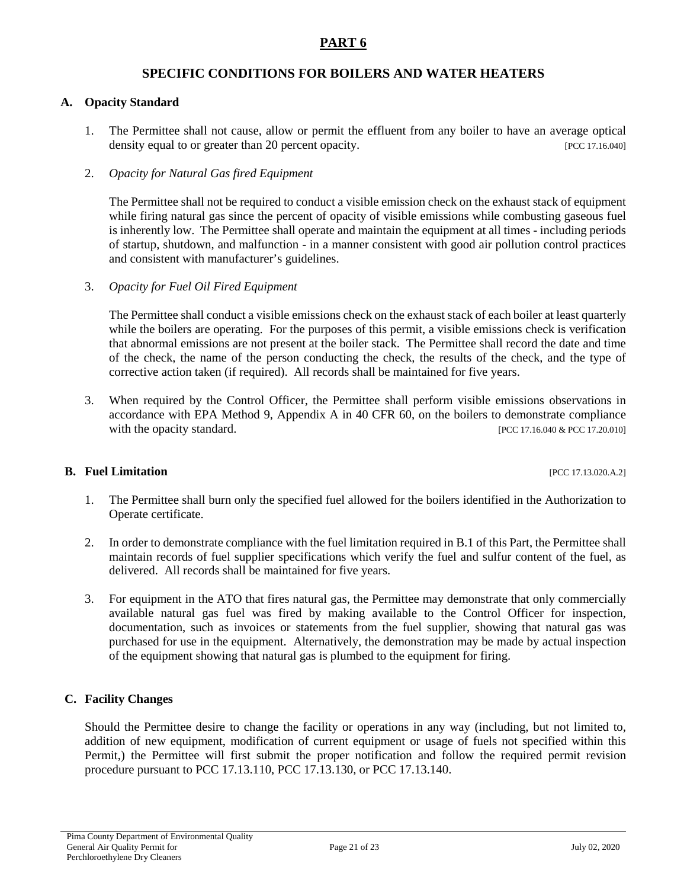# PART 6

## SPECIFIC CONDITIONS FOR BOILERS AND WATER HEATERS

### A. Opacity Standard

1. The Permittee shall not cause, allow or permit the effluent from any boiler to have an average optical density equal to or greater than 20 percent opacity. [PCC 17.16.040]

2. *Opacity for Natural Gas fired Equipment*

   The Permittee shall not be required to conduct a visible emission check on the exhaust stack of equipment while firing natural gas since the percent of opacity of visible emissions while combusting gaseous fuel is inherently low. The Permittee shall operate and maintain the equipment at all times - including periods of startup, shutdown, and malfunction - in a manner consistent with good air pollution control practices and consistent with manufacturer's guidelines.

3. *Opacity for Fuel Oil Fired Equipment*

   The Permittee shall conduct a visible emissions check on the exhaust stack of each boiler at least quarterly while the boilers are operating. For the purposes of this permit, a visible emissions check is verification that abnormal emissions are not present at the boiler stack. The Permittee shall record the date and time of the check, the name of the person conducting the check, the results of the check, and the type of corrective action taken (if required). All records shall be maintained for five years.

3. When required by the Control Officer, the Permittee shall perform visible emissions observations in accordance with EPA Method 9, Appendix A in 40 CFR 60, on the boilers to demonstrate compliance with the opacity standard. [PCC 17.16.040 & PCC 17.20.010]

### B. Fuel Limitation [PCC 17.13.020.A.2]

1. The Permittee shall burn only the specified fuel allowed for the boilers identified in the Authorization to Operate certificate.

2. In order to demonstrate compliance with the fuel limitation required in B.1 of this Part, the Permittee shall maintain records of fuel supplier specifications which verify the fuel and sulfur content of the fuel, as delivered. All records shall be maintained for five years.

3. For equipment in the ATO that fires natural gas, the Permittee may demonstrate that only commercially available natural gas fuel was fired by making available to the Control Officer for inspection, documentation, such as invoices or statements from the fuel supplier, showing that natural gas was purchased for use in the equipment. Alternatively, the demonstration may be made by actual inspection of the equipment showing that natural gas is plumbed to the equipment for firing.

### C. Facility Changes

Should the Permittee desire to change the facility or operations in any way (including, but not limited to, addition of new equipment, modification of current equipment or usage of fuels not specified within this Permit,) the Permittee will first submit the proper notification and follow the required permit revision procedure pursuant to PCC 17.13.110, PCC 17.13.130, or PCC 17.13.140.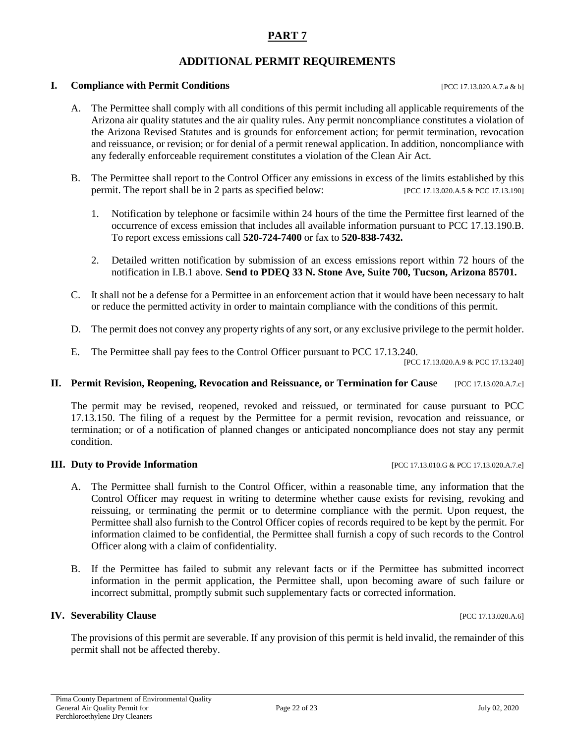# PART 7

## ADDITIONAL PERMIT REQUIREMENTS

### I. Compliance with Permit Conditions [PCC 17.13.020.A.7.a & b]

A. The Permittee shall comply with all conditions of this permit including all applicable requirements of the Arizona air quality statutes and the air quality rules. Any permit noncompliance constitutes a violation of the Arizona Revised Statutes and is grounds for enforcement action; for permit termination, revocation and reissuance, or revision; or for denial of a permit renewal application. In addition, noncompliance with any federally enforceable requirement constitutes a violation of the Clean Air Act.

B. The Permittee shall report to the Control Officer any emissions in excess of the limits established by this permit. The report shall be in 2 parts as specified below: [PCC 17.13.020.A.5 & PCC 17.13.190]

1. Notification by telephone or facsimile within 24 hours of the time the Permittee first learned of the occurrence of excess emission that includes all available information pursuant to PCC 17.13.190.B. To report excess emissions call **520-724-7400** or fax to **520-838-7432.**

2. Detailed written notification by submission of an excess emissions report within 72 hours of the notification in I.B.1 above. **Send to PDEQ 33 N. Stone Ave, Suite 700, Tucson, Arizona 85701.**

C. It shall not be a defense for a Permittee in an enforcement action that it would have been necessary to halt or reduce the permitted activity in order to maintain compliance with the conditions of this permit.

D. The permit does not convey any property rights of any sort, or any exclusive privilege to the permit holder.

E. The Permittee shall pay fees to the Control Officer pursuant to PCC 17.13.240.
[PCC 17.13.020.A.9 & PCC 17.13.240]

### II. Permit Revision, Reopening, Revocation and Reissuance, or Termination for Cause [PCC 17.13.020.A.7.c]

The permit may be revised, reopened, revoked and reissued, or terminated for cause pursuant to PCC 17.13.150. The filing of a request by the Permittee for a permit revision, revocation and reissuance, or termination; or of a notification of planned changes or anticipated noncompliance does not stay any permit condition.

### III. Duty to Provide Information [PCC 17.13.010.G & PCC 17.13.020.A.7.e]

A. The Permittee shall furnish to the Control Officer, within a reasonable time, any information that the Control Officer may request in writing to determine whether cause exists for revising, revoking and reissuing, or terminating the permit or to determine compliance with the permit. Upon request, the Permittee shall also furnish to the Control Officer copies of records required to be kept by the permit. For information claimed to be confidential, the Permittee shall furnish a copy of such records to the Control Officer along with a claim of confidentiality.

B. If the Permittee has failed to submit any relevant facts or if the Permittee has submitted incorrect information in the permit application, the Permittee shall, upon becoming aware of such failure or incorrect submittal, promptly submit such supplementary facts or corrected information.

### IV. Severability Clause [PCC 17.13.020.A.6]

The provisions of this permit are severable. If any provision of this permit is held invalid, the remainder of this permit shall not be affected thereby.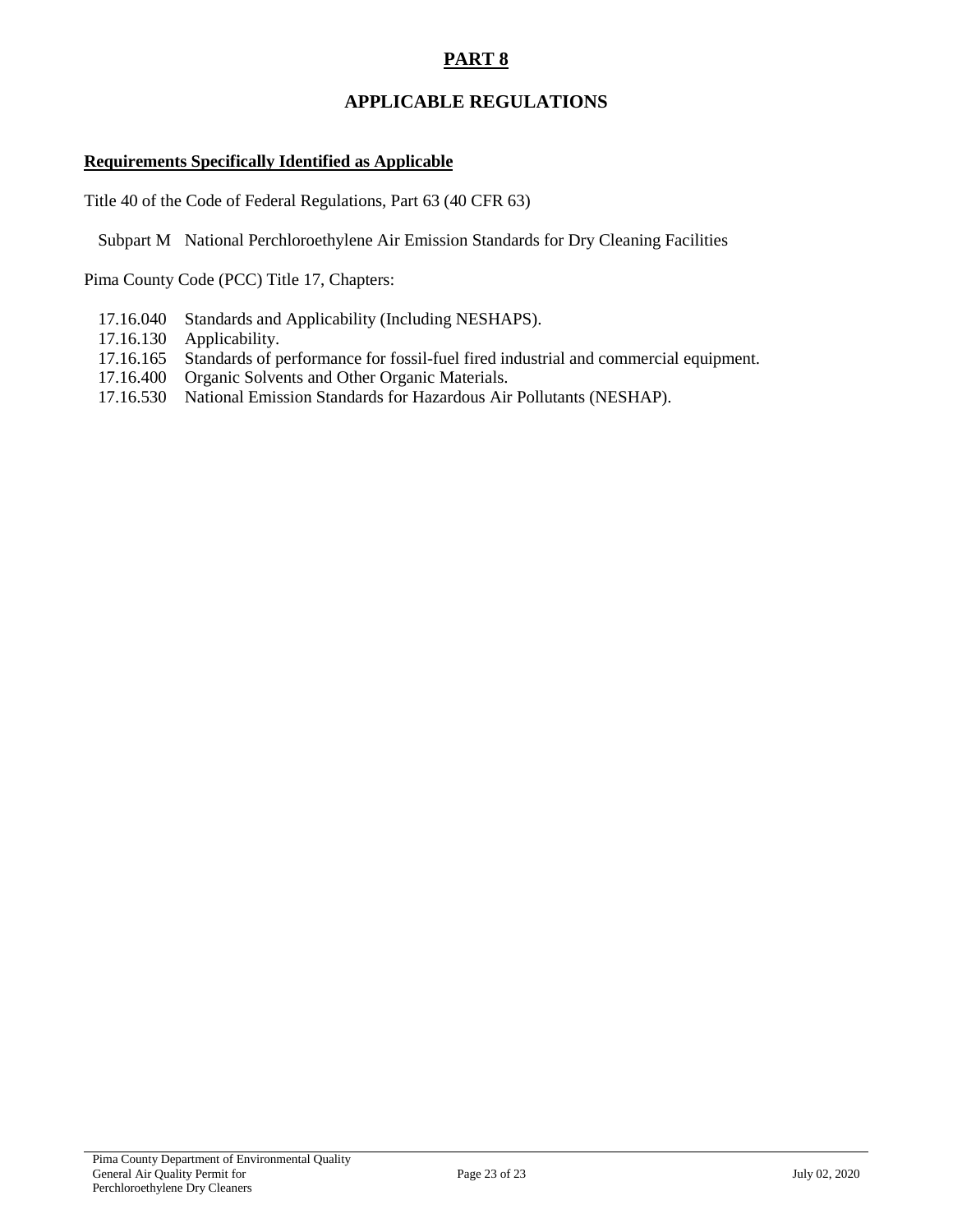# PART 8

## APPLICABLE REGULATIONS

**Requirements Specifically Identified as Applicable**

Title 40 of the Code of Federal Regulations, Part 63 (40 CFR 63)

Subpart M National Perchloroethylene Air Emission Standards for Dry Cleaning Facilities

Pima County Code (PCC) Title 17, Chapters:

- 17.16.040 Standards and Applicability (Including NESHAPS).
- 17.16.130 Applicability.
- 17.16.165 Standards of performance for fossil-fuel fired industrial and commercial equipment.
- 17.16.400 Organic Solvents and Other Organic Materials.
- 17.16.530 National Emission Standards for Hazardous Air Pollutants (NESHAP).